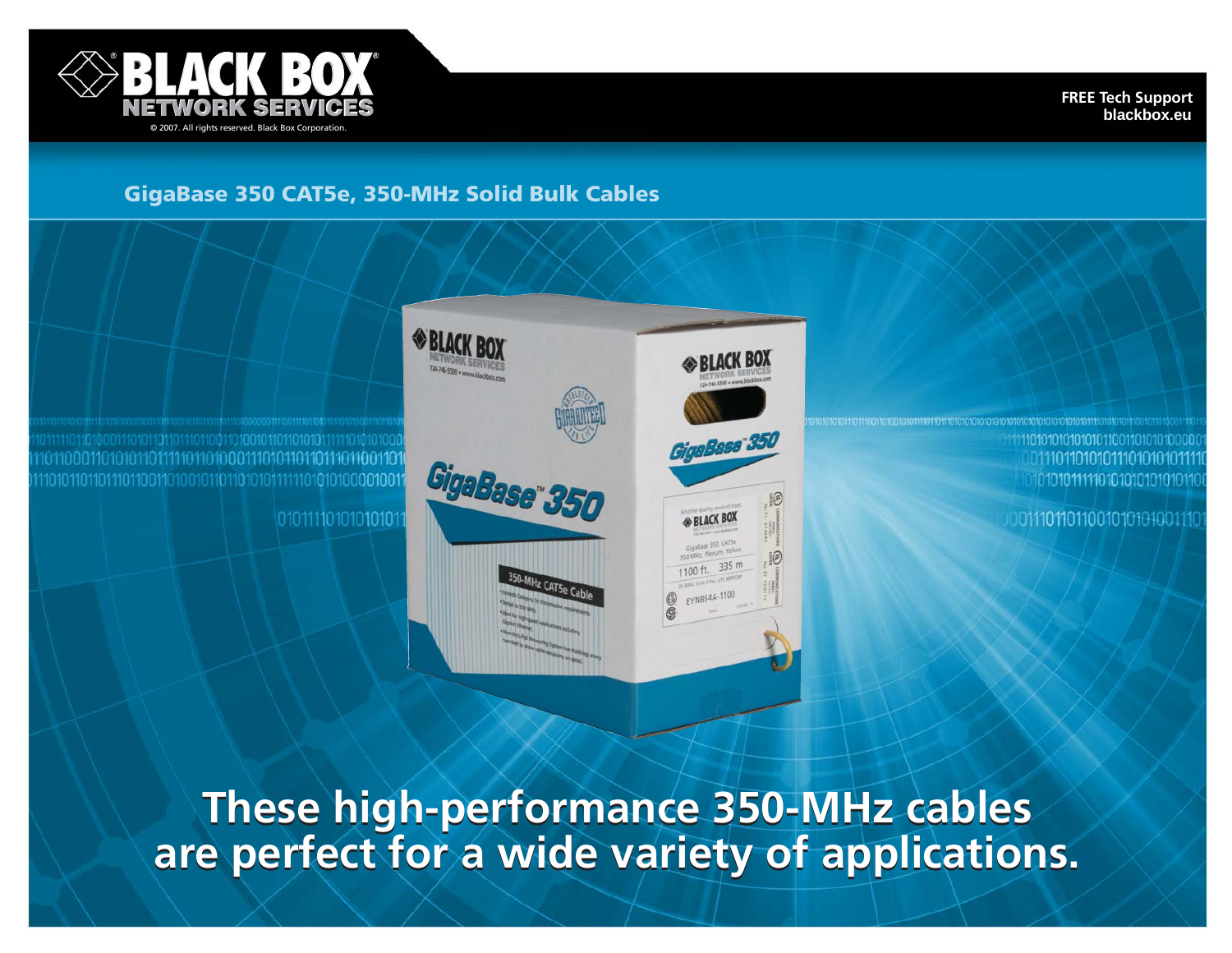BLACK BOX® NETWORK SERVICES

© 2007. All rights reserved. Black Box Corporation.

**FREE Tech Support**
**blackbox.eu**

## GigaBase 350 CAT5e, 350-MHz Solid Bulk Cables

# These high-performance 350-MHz cables are perfect for a wide variety of applications.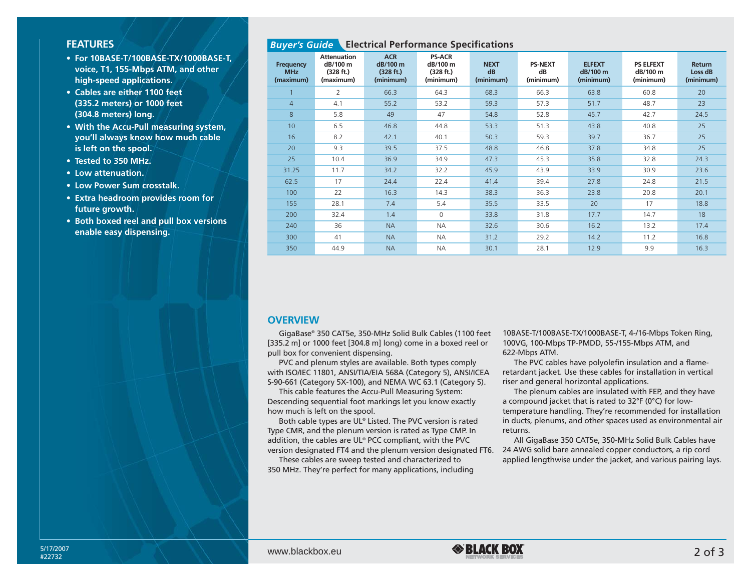## FEATURES

- For 10BASE-T/100BASE-TX/1000BASE-T, voice, T1, 155-Mbps ATM, and other high-speed applications.
- Cables are either 1100 feet (335.2 meters) or 1000 feet (304.8 meters) long.
- With the Accu-Pull measuring system, you'll always know how much cable is left on the spool.
- Tested to 350 MHz.
- Low attenuation.
- Low Power Sum crosstalk.
- Extra headroom provides room for future growth.
- Both boxed reel and pull box versions enable easy dispensing.

## *Buyer's Guide* Electrical Performance Specifications

| Frequency MHz (maximum) | Attenuation dB/100 m (328 ft.) (maximum) | ACR dB/100 m (328 ft.) (minimum) | PS-ACR dB/100 m (328 ft.) (minimum) | NEXT dB (minimum) | PS-NEXT dB (minimum) | ELFEXT dB/100 m (minimum) | PS ELFEXT dB/100 m (minimum) | Return Loss dB (minimum) |
|---|---|---|---|---|---|---|---|---|
| 1 | 2 | 66.3 | 64.3 | 68.3 | 66.3 | 63.8 | 60.8 | 20 |
| 4 | 4.1 | 55.2 | 53.2 | 59.3 | 57.3 | 51.7 | 48.7 | 23 |
| 8 | 5.8 | 49 | 47 | 54.8 | 52.8 | 45.7 | 42.7 | 24.5 |
| 10 | 6.5 | 46.8 | 44.8 | 53.3 | 51.3 | 43.8 | 40.8 | 25 |
| 16 | 8.2 | 42.1 | 40.1 | 50.3 | 59.3 | 39.7 | 36.7 | 25 |
| 20 | 9.3 | 39.5 | 37.5 | 48.8 | 46.8 | 37.8 | 34.8 | 25 |
| 25 | 10.4 | 36.9 | 34.9 | 47.3 | 45.3 | 35.8 | 32.8 | 24.3 |
| 31.25 | 11.7 | 34.2 | 32.2 | 45.9 | 43.9 | 33.9 | 30.9 | 23.6 |
| 62.5 | 17 | 24.4 | 22.4 | 41.4 | 39.4 | 27.8 | 24.8 | 21.5 |
| 100 | 22 | 16.3 | 14.3 | 38.3 | 36.3 | 23.8 | 20.8 | 20.1 |
| 155 | 28.1 | 7.4 | 5.4 | 35.5 | 33.5 | 20 | 17 | 18.8 |
| 200 | 32.4 | 1.4 | 0 | 33.8 | 31.8 | 17.7 | 14.7 | 18 |
| 240 | 36 | NA | NA | 32.6 | 30.6 | 16.2 | 13.2 | 17.4 |
| 300 | 41 | NA | NA | 31.2 | 29.2 | 14.2 | 11.2 | 16.8 |
| 350 | 44.9 | NA | NA | 30.1 | 28.1 | 12.9 | 9.9 | 16.3 |

## OVERVIEW

GigaBase® 350 CAT5e, 350-MHz Solid Bulk Cables (1100 feet [335.2 m] or 1000 feet [304.8 m] long) come in a boxed reel or pull box for convenient dispensing.

PVC and plenum styles are available. Both types comply with ISO/IEC 11801, ANSI/TIA/EIA 568A (Category 5), ANSI/ICEA S-90-661 (Category 5X-100), and NEMA WC 63.1 (Category 5).

This cable features the Accu-Pull Measuring System: Descending sequential foot markings let you know exactly how much is left on the spool.

Both cable types are UL® Listed. The PVC version is rated Type CMR, and the plenum version is rated as Type CMP. In addition, the cables are UL® PCC compliant, with the PVC version designated FT4 and the plenum version designated FT6.

These cables are sweep tested and characterized to 350 MHz. They're perfect for many applications, including 10BASE-T/100BASE-TX/1000BASE-T, 4-/16-Mbps Token Ring, 100VG, 100-Mbps TP-PMDD, 55-/155-Mbps ATM, and 622-Mbps ATM.

The PVC cables have polyolefin insulation and a flame-retardant jacket. Use these cables for installation in vertical riser and general horizontal applications.

The plenum cables are insulated with FEP, and they have a compound jacket that is rated to 32°F (0°C) for low-temperature handling. They're recommended for installation in ducts, plenums, and other spaces used as environmental air returns.

All GigaBase 350 CAT5e, 350-MHz Solid Bulk Cables have 24 AWG solid bare annealed copper conductors, a rip cord applied lengthwise under the jacket, and various pairing lays.

5/17/2007
#22732

www.blackbox.eu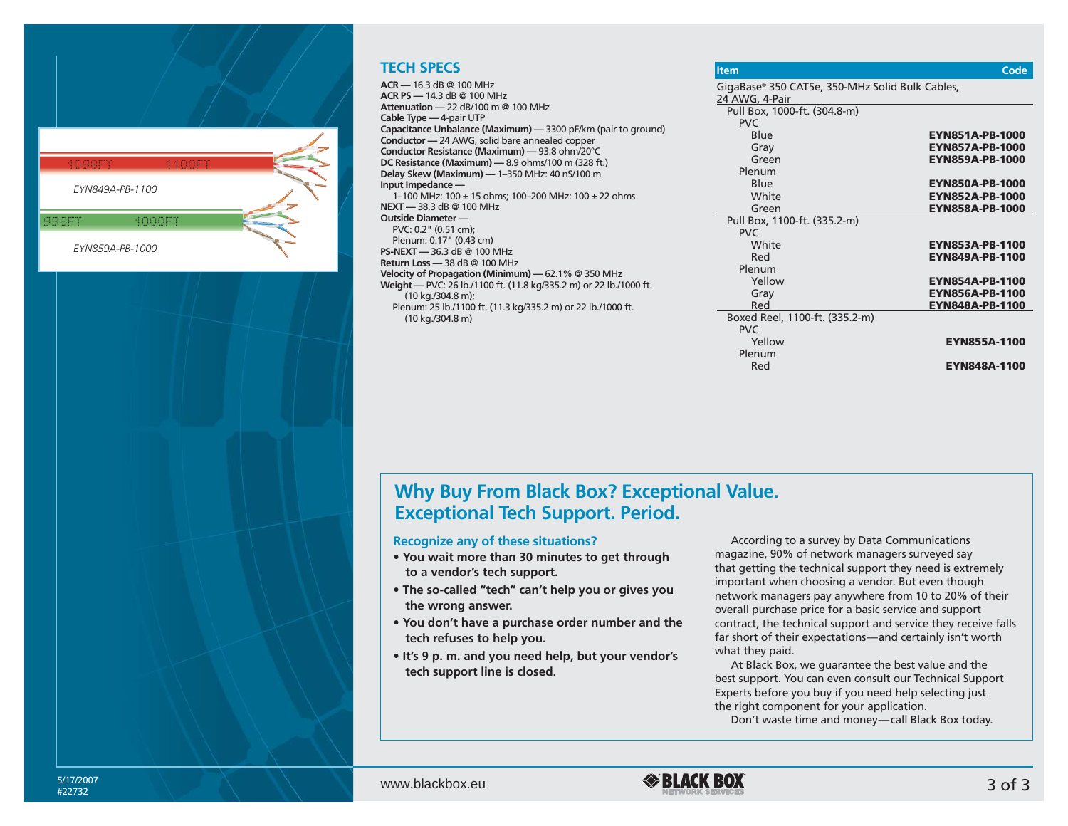EYN849A-PB-1100

EYN859A-PB-1000

## TECH SPECS

**ACR** — 16.3 dB @ 100 MHz
**ACR PS** — 14.3 dB @ 100 MHz
**Attenuation** — 22 dB/100 m @ 100 MHz
**Cable Type** — 4-pair UTP
**Capacitance Unbalance (Maximum)** — 3300 pF/km (pair to ground)
**Conductor** — 24 AWG, solid bare annealed copper
**Conductor Resistance (Maximum)** — 93.8 ohm/20°C
**DC Resistance (Maximum)** — 8.9 ohms/100 m (328 ft.)
**Delay Skew (Maximum)** — 1–350 MHz: 40 nS/100 m
**Input Impedance** —
1–100 MHz: 100 ± 15 ohms; 100–200 MHz: 100 ± 22 ohms
**NEXT** — 38.3 dB @ 100 MHz
**Outside Diameter** —
PVC: 0.2" (0.51 cm);
Plenum: 0.17" (0.43 cm)
**PS-NEXT** — 36.3 dB @ 100 MHz
**Return Loss** — 38 dB @ 100 MHz
**Velocity of Propagation (Minimum)** — 62.1% @ 350 MHz
**Weight** — PVC: 26 lb./1100 ft. (11.8 kg/335.2 m) or 22 lb./1000 ft. (10 kg./304.8 m);
Plenum: 25 lb./1100 ft. (11.3 kg/335.2 m) or 22 lb./1000 ft. (10 kg./304.8 m)

| Item | Code |
|---|---|
| GigaBase® 350 CAT5e, 350-MHz Solid Bulk Cables, 24 AWG, 4-Pair | |
| Pull Box, 1000-ft. (304.8-m) | |
| PVC | |
| Blue | **EYN851A-PB-1000** |
| Gray | **EYN857A-PB-1000** |
| Green | **EYN859A-PB-1000** |
| Plenum | |
| Blue | **EYN850A-PB-1000** |
| White | **EYN852A-PB-1000** |
| Green | **EYN858A-PB-1000** |
| Pull Box, 1100-ft. (335.2-m) | |
| PVC | |
| White | **EYN853A-PB-1100** |
| Red | **EYN849A-PB-1100** |
| Plenum | |
| Yellow | **EYN854A-PB-1100** |
| Gray | **EYN856A-PB-1100** |
| Red | **EYN848A-PB-1100** |
| Boxed Reel, 1100-ft. (335.2-m) | |
| PVC | |
| Yellow | **EYN855A-1100** |
| Plenum | |
| Red | **EYN848A-1100** |

## Why Buy From Black Box? Exceptional Value. Exceptional Tech Support. Period.

### Recognize any of these situations?

- **You wait more than 30 minutes to get through to a vendor's tech support.**
- **The so-called "tech" can't help you or gives you the wrong answer.**
- **You don't have a purchase order number and the tech refuses to help you.**
- **It's 9 p. m. and you need help, but your vendor's tech support line is closed.**

According to a survey by Data Communications magazine, 90% of network managers surveyed say that getting the technical support they need is extremely important when choosing a vendor. But even though network managers pay anywhere from 10 to 20% of their overall purchase price for a basic service and support contract, the technical support and service they receive falls far short of their expectations—and certainly isn't worth what they paid.

At Black Box, we guarantee the best value and the best support. You can even consult our Technical Support Experts before you buy if you need help selecting just the right component for your application.

Don't waste time and money—call Black Box today.

5/17/2007
#22732

www.blackbox.eu